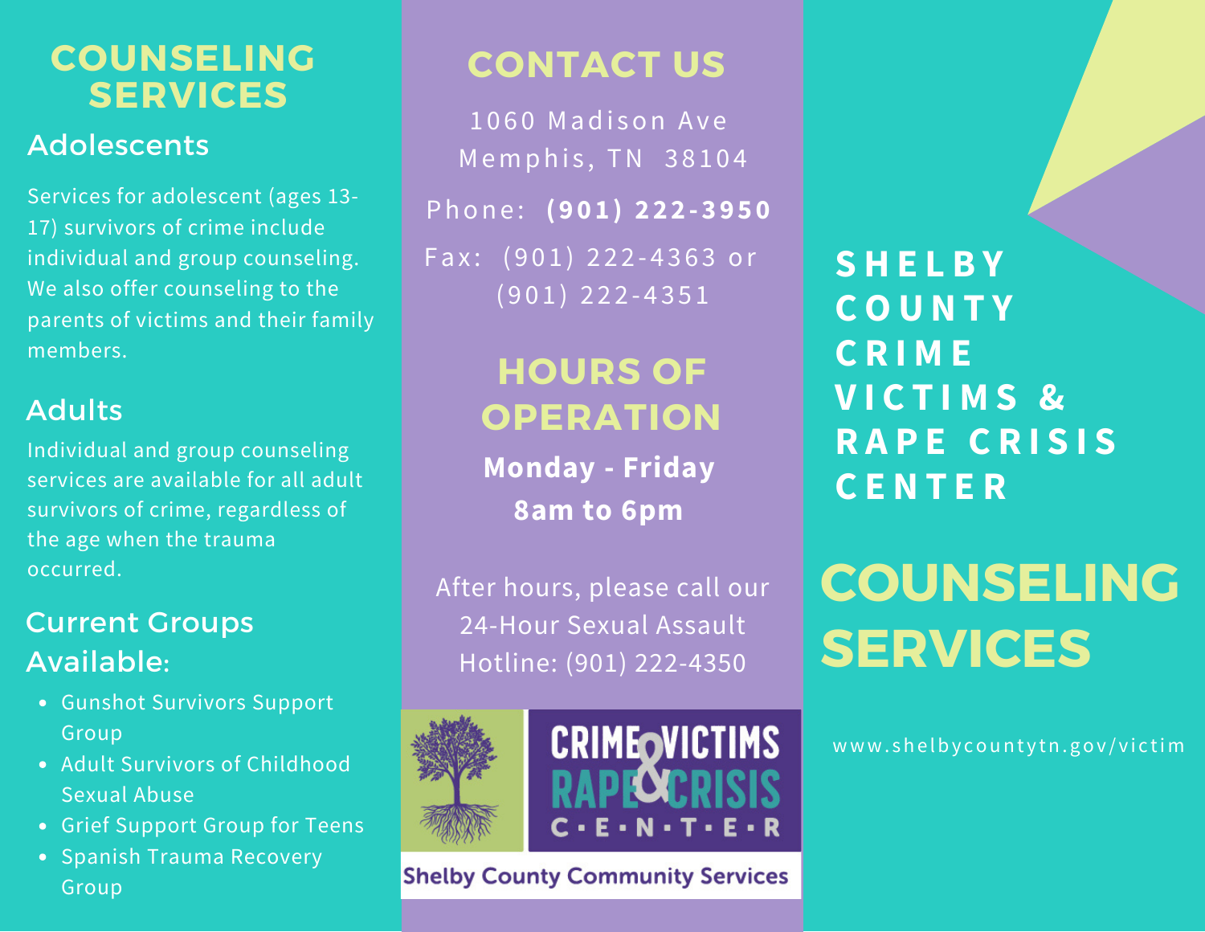# COUNSELING SERVICES

## Adolescents

Services for adolescent (ages 13-17) survivors of crime include individual and group counseling. We also offer counseling to the parents of victims and their family members.

## Adults

Individual and group counseling services are available for all adult survivors of crime, regardless of the age when the trauma occurred.

## Current Groups Available:

- Gunshot Survivors Support Group
- Adult Survivors of Childhood Sexual Abuse
- Grief Support Group for Teens
- Spanish Trauma Recovery Group

# CONTACT US

1060 Madison Ave
Memphis, TN 38104

Phone: **(901) 222-3950**

Fax: (901) 222-4363 or (901) 222-4351

# HOURS OF OPERATION

**Monday - Friday**

**8am to 6pm**

After hours, please call our 24-Hour Sexual Assault Hotline: (901) 222-4350

CRIME VICTIMS & RAPE CRISIS CENTER

Shelby County Community Services

# SHELBY COUNTY CRIME VICTIMS & RAPE CRISIS CENTER

# COUNSELING SERVICES

www.shelbycountytn.gov/victim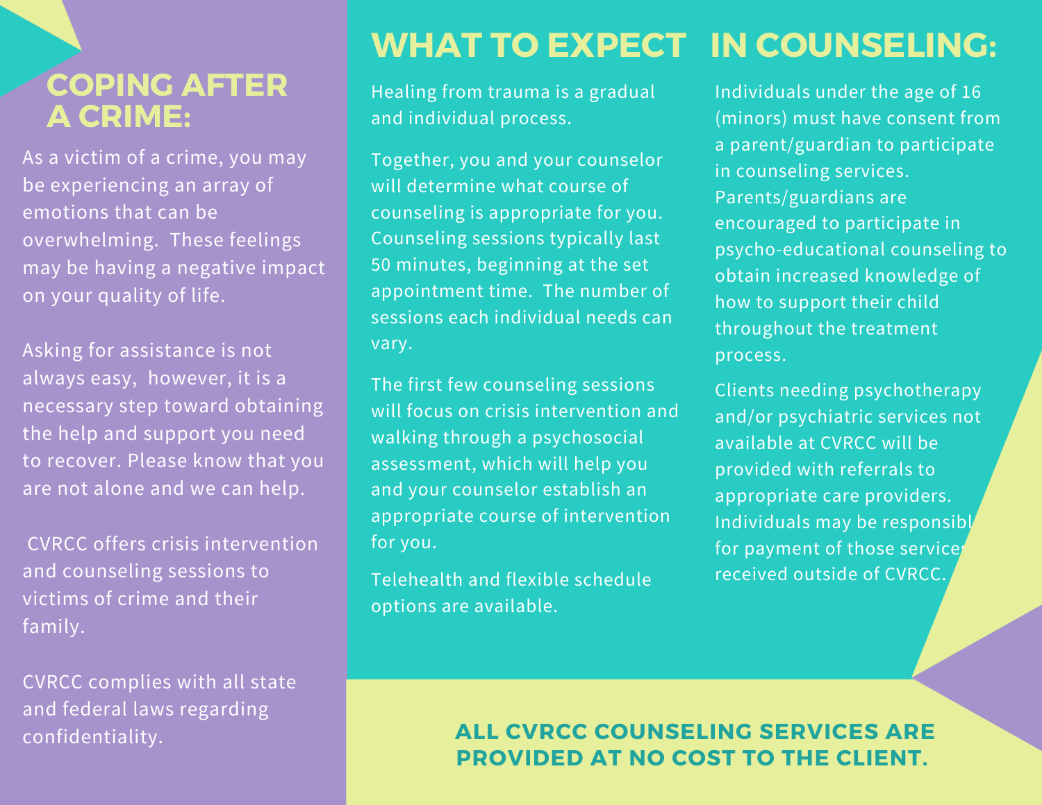## COPING AFTER A CRIME:

As a victim of a crime, you may be experiencing an array of emotions that can be overwhelming. These feelings may be having a negative impact on your quality of life.

Asking for assistance is not always easy, however, it is a necessary step toward obtaining the help and support you need to recover. Please know that you are not alone and we can help.

CVRCC offers crisis intervention and counseling sessions to victims of crime and their family.

CVRCC complies with all state and federal laws regarding confidentiality.

## WHAT TO EXPECT IN COUNSELING:

Healing from trauma is a gradual and individual process.

Together, you and your counselor will determine what course of counseling is appropriate for you. Counseling sessions typically last 50 minutes, beginning at the set appointment time. The number of sessions each individual needs can vary.

The first few counseling sessions will focus on crisis intervention and walking through a psychosocial assessment, which will help you and your counselor establish an appropriate course of intervention for you.

Telehealth and flexible schedule options are available.

Individuals under the age of 16 (minors) must have consent from a parent/guardian to participate in counseling services. Parents/guardians are encouraged to participate in psycho-educational counseling to obtain increased knowledge of how to support their child throughout the treatment process.

Clients needing psychotherapy and/or psychiatric services not available at CVRCC will be provided with referrals to appropriate care providers. Individuals may be responsible for payment of those services received outside of CVRCC.

**ALL CVRCC COUNSELING SERVICES ARE PROVIDED AT NO COST TO THE CLIENT.**